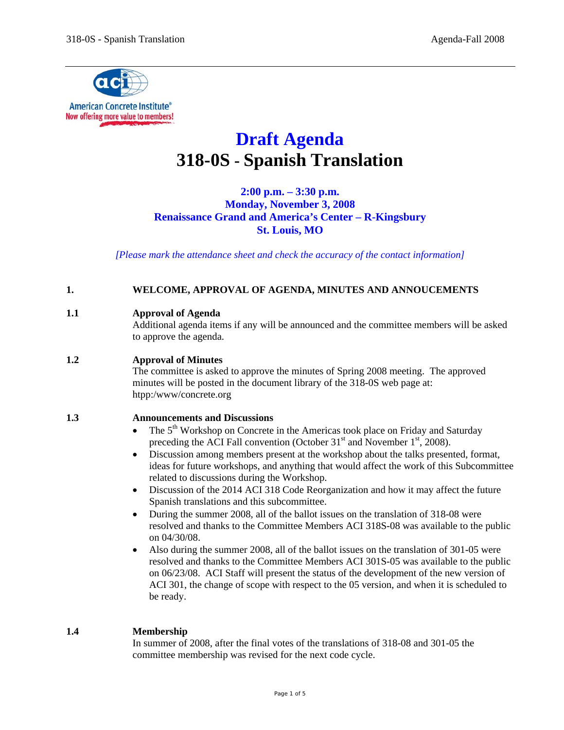American Concrete Institute®
Now offering more value to members!

# Draft Agenda
# 318-0S - Spanish Translation

**2:00 p.m. – 3:30 p.m.**
**Monday, November 3, 2008**
**Renaissance Grand and America's Center – R-Kingsbury**
**St. Louis, MO**

*[Please mark the attendance sheet and check the accuracy of the contact information]*

## 1. WELCOME, APPROVAL OF AGENDA, MINUTES AND ANNOUCEMENTS

### 1.1 Approval of Agenda

Additional agenda items if any will be announced and the committee members will be asked to approve the agenda.

### 1.2 Approval of Minutes

The committee is asked to approve the minutes of Spring 2008 meeting. The approved minutes will be posted in the document library of the 318-0S web page at: htpp:/www/concrete.org

### 1.3 Announcements and Discussions

- The 5th Workshop on Concrete in the Americas took place on Friday and Saturday preceding the ACI Fall convention (October 31st and November 1st, 2008).
- Discussion among members present at the workshop about the talks presented, format, ideas for future workshops, and anything that would affect the work of this Subcommittee related to discussions during the Workshop.
- Discussion of the 2014 ACI 318 Code Reorganization and how it may affect the future Spanish translations and this subcommittee.
- During the summer 2008, all of the ballot issues on the translation of 318-08 were resolved and thanks to the Committee Members ACI 318S-08 was available to the public on 04/30/08.
- Also during the summer 2008, all of the ballot issues on the translation of 301-05 were resolved and thanks to the Committee Members ACI 301S-05 was available to the public on 06/23/08. ACI Staff will present the status of the development of the new version of ACI 301, the change of scope with respect to the 05 version, and when it is scheduled to be ready.

### 1.4 Membership

In summer of 2008, after the final votes of the translations of 318-08 and 301-05 the committee membership was revised for the next code cycle.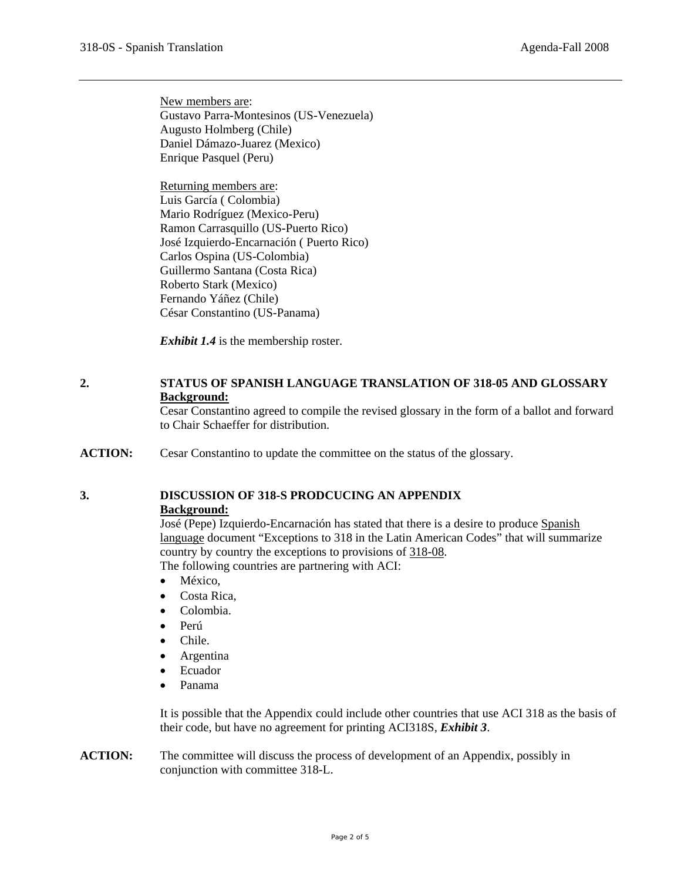<u>New members are</u>:
Gustavo Parra-Montesinos (US-Venezuela)
Augusto Holmberg (Chile)
Daniel Dámazo-Juarez (Mexico)
Enrique Pasquel (Peru)

<u>Returning members are</u>:
Luis García ( Colombia)
Mario Rodríguez (Mexico-Peru)
Ramon Carrasquillo (US-Puerto Rico)
José Izquierdo-Encarnación ( Puerto Rico)
Carlos Ospina (US-Colombia)
Guillermo Santana (Costa Rica)
Roberto Stark (Mexico)
Fernando Yáñez (Chile)
César Constantino (US-Panama)

***Exhibit 1.4*** is the membership roster.

**2. STATUS OF SPANISH LANGUAGE TRANSLATION OF 318-05 AND GLOSSARY**

<u>**Background:**</u>
Cesar Constantino agreed to compile the revised glossary in the form of a ballot and forward to Chair Schaeffer for distribution.

**ACTION:** Cesar Constantino to update the committee on the status of the glossary.

**3. DISCUSSION OF 318-S PRODCUCING AN APPENDIX**

<u>**Background:**</u>
José (Pepe) Izquierdo-Encarnación has stated that there is a desire to produce <u>Spanish language</u> document "Exceptions to 318 in the Latin American Codes" that will summarize country by country the exceptions to provisions of <u>318-08</u>.
The following countries are partnering with ACI:

- México,
- Costa Rica,
- Colombia.
- Perú
- Chile.
- Argentina
- Ecuador
- Panama

It is possible that the Appendix could include other countries that use ACI 318 as the basis of their code, but have no agreement for printing ACI318S, ***Exhibit 3***.

**ACTION:** The committee will discuss the process of development of an Appendix, possibly in conjunction with committee 318-L.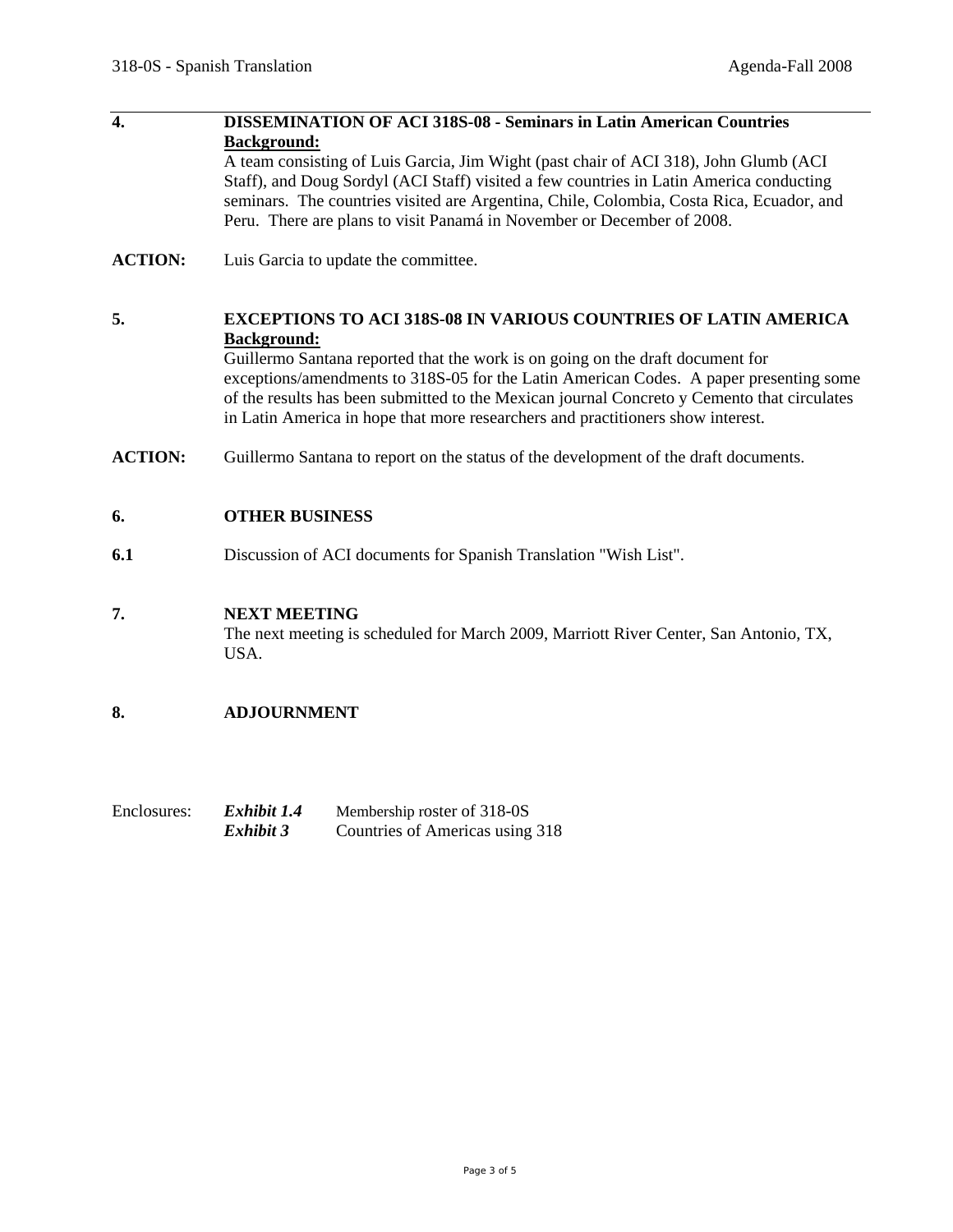**4. DISSEMINATION OF ACI 318S-08 - Seminars in Latin American Countries**

**Background:**

A team consisting of Luis Garcia, Jim Wight (past chair of ACI 318), John Glumb (ACI Staff), and Doug Sordyl (ACI Staff) visited a few countries in Latin America conducting seminars. The countries visited are Argentina, Chile, Colombia, Costa Rica, Ecuador, and Peru. There are plans to visit Panamá in November or December of 2008.

**ACTION:** Luis Garcia to update the committee.

**5. EXCEPTIONS TO ACI 318S-08 IN VARIOUS COUNTRIES OF LATIN AMERICA**

**Background:**

Guillermo Santana reported that the work is on going on the draft document for exceptions/amendments to 318S-05 for the Latin American Codes. A paper presenting some of the results has been submitted to the Mexican journal Concreto y Cemento that circulates in Latin America in hope that more researchers and practitioners show interest.

**ACTION:** Guillermo Santana to report on the status of the development of the draft documents.

**6. OTHER BUSINESS**

**6.1** Discussion of ACI documents for Spanish Translation "Wish List".

**7. NEXT MEETING**

The next meeting is scheduled for March 2009, Marriott River Center, San Antonio, TX, USA.

**8. ADJOURNMENT**

Enclosures: ***Exhibit 1.4*** Membership roster of 318-0S
***Exhibit 3*** Countries of Americas using 318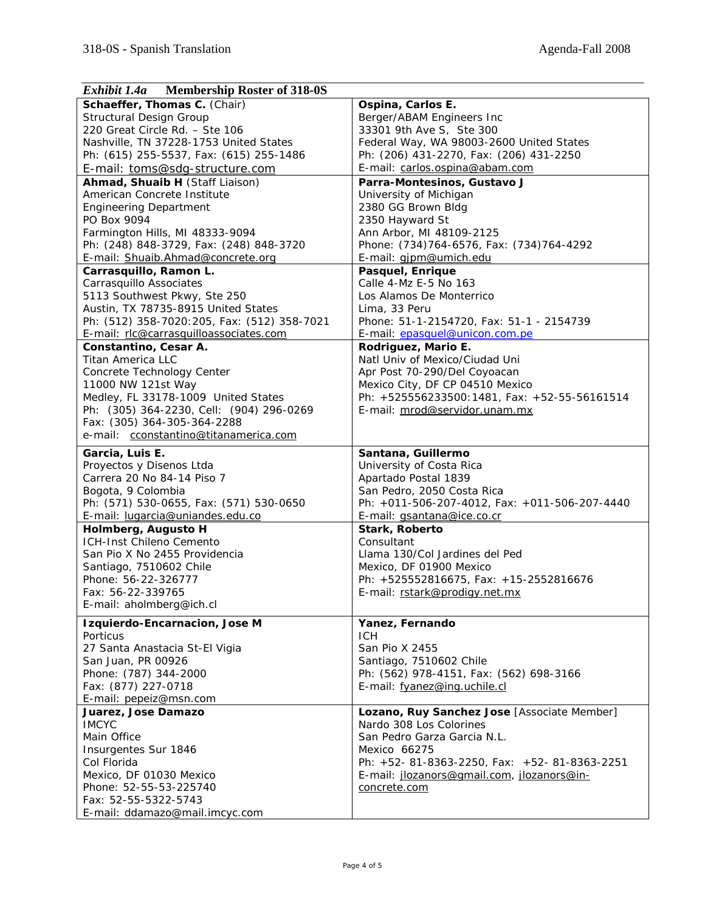*Exhibit 1.4a* **Membership Roster of 318-0S**

| | |
|---|---|
| **Schaeffer, Thomas C.** (Chair)<br>Structural Design Group<br>220 Great Circle Rd. – Ste 106<br>Nashville, TN 37228-1753 United States<br>Ph: (615) 255-5537, Fax: (615) 255-1486<br>E-mail: toms@sdg-structure.com | **Ospina, Carlos E.**<br>Berger/ABAM Engineers Inc<br>33301 9th Ave S, Ste 300<br>Federal Way, WA 98003-2600 United States<br>Ph: (206) 431-2270, Fax: (206) 431-2250<br>E-mail: carlos.ospina@abam.com |
| **Ahmad, Shuaib H** (Staff Liaison)<br>American Concrete Institute<br>Engineering Department<br>PO Box 9094<br>Farmington Hills, MI 48333-9094<br>Ph: (248) 848-3729, Fax: (248) 848-3720<br>E-mail: Shuaib.Ahmad@concrete.org | **Parra-Montesinos, Gustavo J**<br>University of Michigan<br>2380 GG Brown Bldg<br>2350 Hayward St<br>Ann Arbor, MI 48109-2125<br>Phone: (734)764-6576, Fax: (734)764-4292<br>E-mail: gjpm@umich.edu |
| **Carrasquillo, Ramon L.**<br>Carrasquillo Associates<br>5113 Southwest Pkwy, Ste 250<br>Austin, TX 78735-8915 United States<br>Ph: (512) 358-7020:205, Fax: (512) 358-7021<br>E-mail: rlc@carrasquilloassociates.com | **Pasquel, Enrique**<br>Calle 4-Mz E-5 No 163<br>Los Alamos De Monterrico<br>Lima, 33 Peru<br>Phone: 51-1-2154720, Fax: 51-1 - 2154739<br>E-mail: epasquel@unicon.com.pe |
| **Constantino, Cesar A.**<br>Titan America LLC<br>Concrete Technology Center<br>11000 NW 121st Way<br>Medley, FL 33178-1009 United States<br>Ph: (305) 364-2230, Cell: (904) 296-0269<br>Fax: (305) 364-305-364-2288<br>e-mail: cconstantino@titanamerica.com | **Rodriguez, Mario E.**<br>Natl Univ of Mexico/Ciudad Uni<br>Apr Post 70-290/Del Coyoacan<br>Mexico City, DF CP 04510 Mexico<br>Ph: +525556233500:1481, Fax: +52-55-56161514<br>E-mail: mrod@servidor.unam.mx |
| **Garcia, Luis E.**<br>Proyectos y Disenos Ltda<br>Carrera 20 No 84-14 Piso 7<br>Bogota, 9 Colombia<br>Ph: (571) 530-0655, Fax: (571) 530-0650<br>E-mail: lugarcia@uniandes.edu.co | **Santana, Guillermo**<br>University of Costa Rica<br>Apartado Postal 1839<br>San Pedro, 2050 Costa Rica<br>Ph: +011-506-207-4012, Fax: +011-506-207-4440<br>E-mail: gsantana@ice.co.cr |
| **Holmberg, Augusto H**<br>ICH-Inst Chileno Cemento<br>San Pio X No 2455 Providencia<br>Santiago, 7510602 Chile<br>Phone: 56-22-326777<br>Fax: 56-22-339765<br>E-mail: aholmberg@ich.cl | **Stark, Roberto**<br>Consultant<br>Llama 130/Col Jardines del Ped<br>Mexico, DF 01900 Mexico<br>Ph: +525552816675, Fax: +15-2552816676<br>E-mail: rstark@prodigy.net.mx |
| **Izquierdo-Encarnacion, Jose M**<br>Porticus<br>27 Santa Anastacia St-El Vigia<br>San Juan, PR 00926<br>Phone: (787) 344-2000<br>Fax: (877) 227-0718<br>E-mail: pepeiz@msn.com | **Yanez, Fernando**<br>ICH<br>San Pio X 2455<br>Santiago, 7510602 Chile<br>Ph: (562) 978-4151, Fax: (562) 698-3166<br>E-mail: fyanez@ing.uchile.cl |
| **Juarez, Jose Damazo**<br>IMCYC<br>Main Office<br>Insurgentes Sur 1846<br>Col Florida<br>Mexico, DF 01030 Mexico<br>Phone: 52-55-53-225740<br>Fax: 52-55-5322-5743<br>E-mail: ddamazo@mail.imcyc.com | **Lozano, Ruy Sanchez Jose** [Associate Member]<br>Nardo 308 Los Colorines<br>San Pedro Garza Garcia N.L.<br>Mexico 66275<br>Ph: +52- 81-8363-2250, Fax: +52- 81-8363-2251<br>E-mail: jlozanors@gmail.com, jlozanors@in-concrete.com |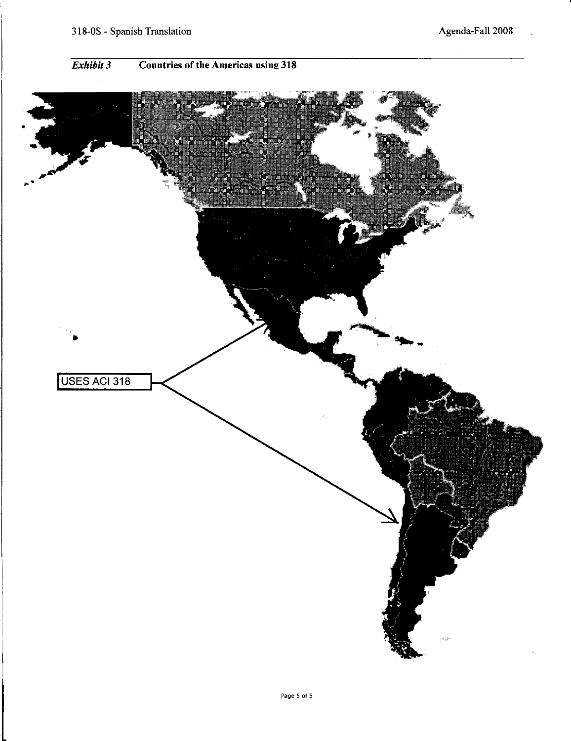***Exhibit 3*** **Countries of the Americas using 318**

USES ACI 318